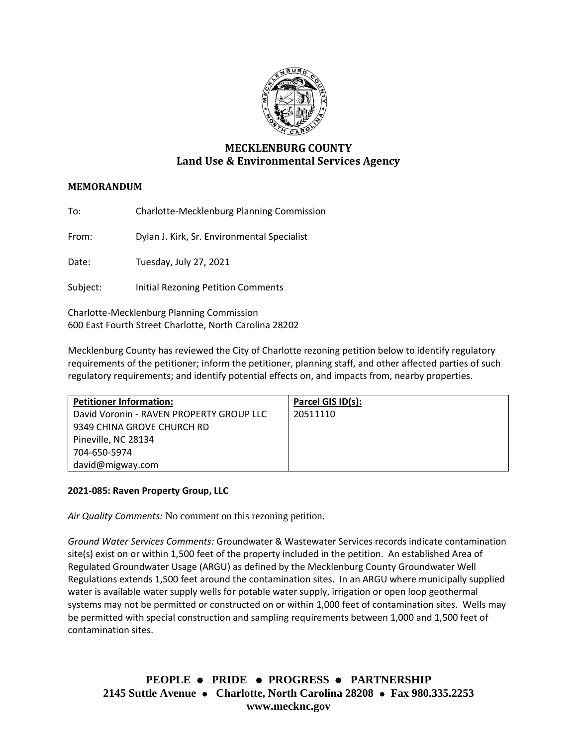# MECKLENBURG COUNTY
## Land Use & Environmental Services Agency

**MEMORANDUM**

To: Charlotte-Mecklenburg Planning Commission

From: Dylan J. Kirk, Sr. Environmental Specialist

Date: Tuesday, July 27, 2021

Subject: Initial Rezoning Petition Comments

Charlotte-Mecklenburg Planning Commission
600 East Fourth Street Charlotte, North Carolina 28202

Mecklenburg County has reviewed the City of Charlotte rezoning petition below to identify regulatory requirements of the petitioner; inform the petitioner, planning staff, and other affected parties of such regulatory requirements; and identify potential effects on, and impacts from, nearby properties.

| **Petitioner Information:** | **Parcel GIS ID(s):** |
| --- | --- |
| David Voronin - RAVEN PROPERTY GROUP LLC<br>9349 CHINA GROVE CHURCH RD<br>Pineville, NC 28134<br>704-650-5974<br>david@migway.com | 20511110 |

**2021-085: Raven Property Group, LLC**

*Air Quality Comments:* No comment on this rezoning petition.

*Ground Water Services Comments:* Groundwater & Wastewater Services records indicate contamination site(s) exist on or within 1,500 feet of the property included in the petition. An established Area of Regulated Groundwater Usage (ARGU) as defined by the Mecklenburg County Groundwater Well Regulations extends 1,500 feet around the contamination sites. In an ARGU where municipally supplied water is available water supply wells for potable water supply, irrigation or open loop geothermal systems may not be permitted or constructed on or within 1,000 feet of contamination sites. Wells may be permitted with special construction and sampling requirements between 1,000 and 1,500 feet of contamination sites.

**PEOPLE • PRIDE • PROGRESS • PARTNERSHIP**
**2145 Suttle Avenue • Charlotte, North Carolina 28208 • Fax 980.335.2253**
**www.mecknc.gov**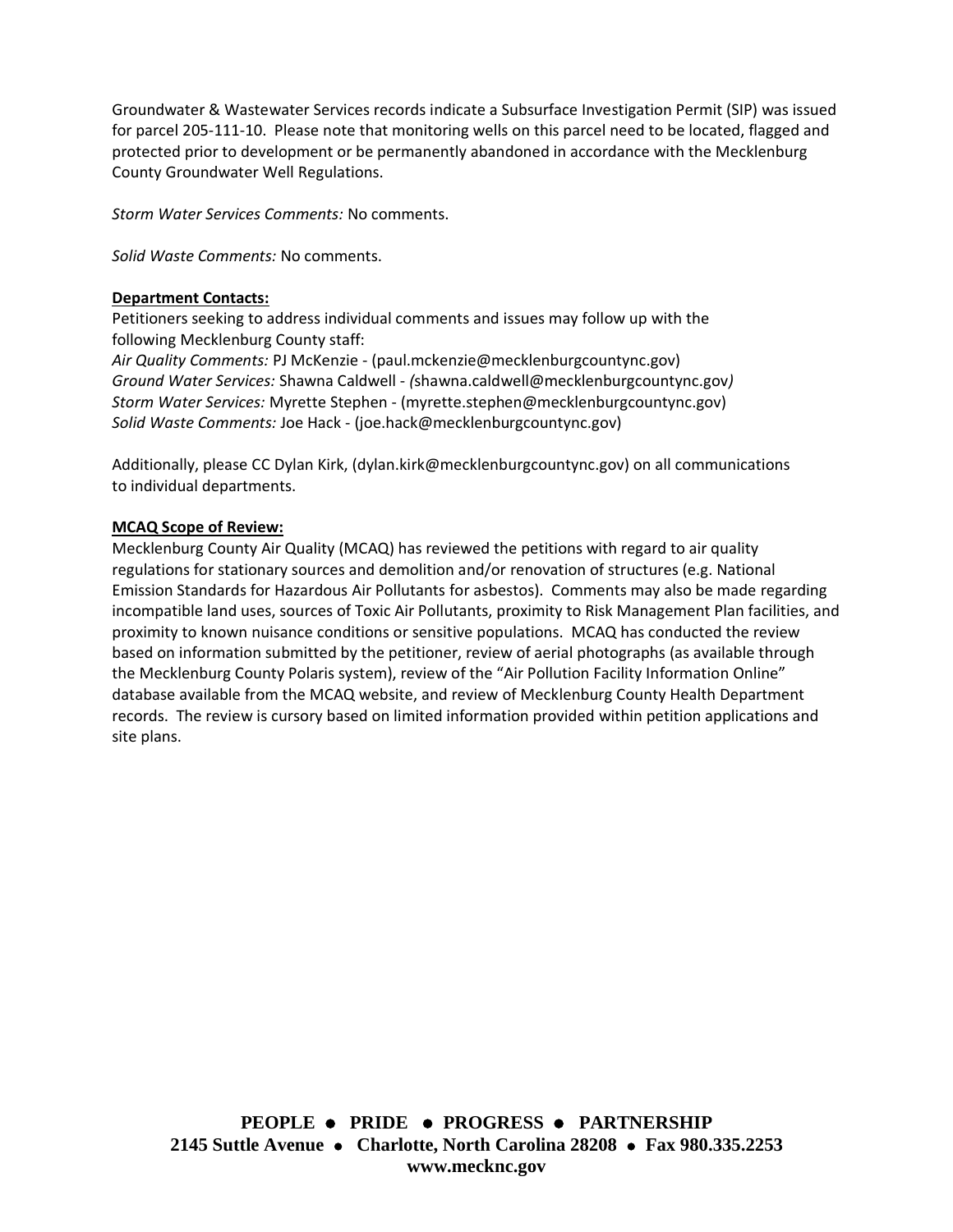Groundwater & Wastewater Services records indicate a Subsurface Investigation Permit (SIP) was issued for parcel 205-111-10. Please note that monitoring wells on this parcel need to be located, flagged and protected prior to development or be permanently abandoned in accordance with the Mecklenburg County Groundwater Well Regulations.

*Storm Water Services Comments:* No comments.

*Solid Waste Comments:* No comments.

**Department Contacts:**

Petitioners seeking to address individual comments and issues may follow up with the following Mecklenburg County staff:

*Air Quality Comments:* PJ McKenzie - (paul.mckenzie@mecklenburgcountync.gov)
*Ground Water Services:* Shawna Caldwell - (shawna.caldwell@mecklenburgcountync.gov)
*Storm Water Services:* Myrette Stephen - (myrette.stephen@mecklenburgcountync.gov)
*Solid Waste Comments:* Joe Hack - (joe.hack@mecklenburgcountync.gov)

Additionally, please CC Dylan Kirk, (dylan.kirk@mecklenburgcountync.gov) on all communications to individual departments.

**MCAQ Scope of Review:**

Mecklenburg County Air Quality (MCAQ) has reviewed the petitions with regard to air quality regulations for stationary sources and demolition and/or renovation of structures (e.g. National Emission Standards for Hazardous Air Pollutants for asbestos). Comments may also be made regarding incompatible land uses, sources of Toxic Air Pollutants, proximity to Risk Management Plan facilities, and proximity to known nuisance conditions or sensitive populations. MCAQ has conducted the review based on information submitted by the petitioner, review of aerial photographs (as available through the Mecklenburg County Polaris system), review of the "Air Pollution Facility Information Online" database available from the MCAQ website, and review of Mecklenburg County Health Department records. The review is cursory based on limited information provided within petition applications and site plans.